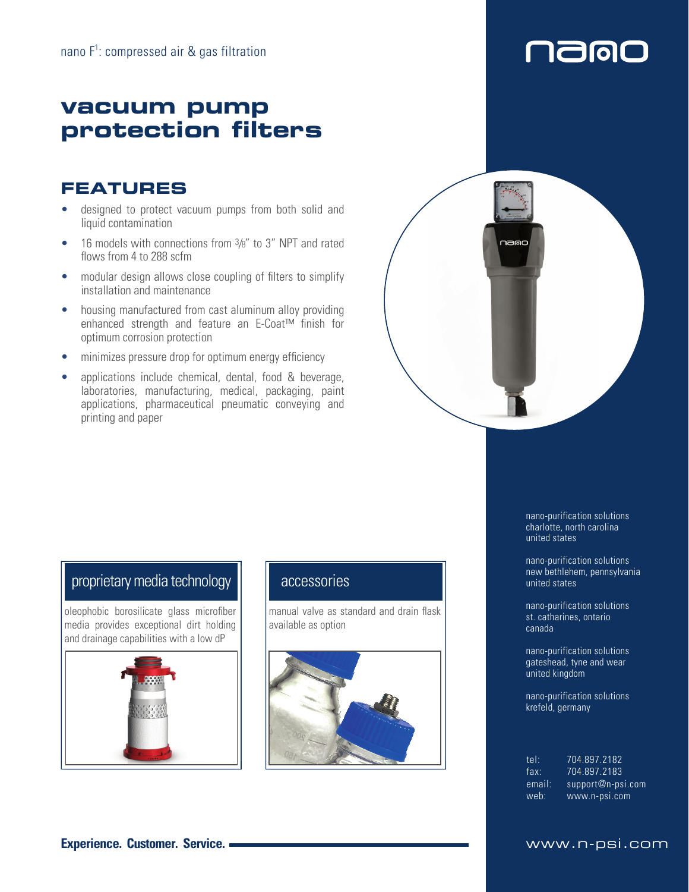nano F[1]: compressed air & gas filtration

# vacuum pump protection filters

## FEATURES

- designed to protect vacuum pumps from both solid and liquid contamination
- 16 models with connections from 3/8" to 3" NPT and rated flows from 4 to 288 scfm
- modular design allows close coupling of filters to simplify installation and maintenance
- housing manufactured from cast aluminum alloy providing enhanced strength and feature an E-Coat™ finish for optimum corrosion protection
- minimizes pressure drop for optimum energy efficiency
- applications include chemical, dental, food & beverage, laboratories, manufacturing, medical, packaging, paint applications, pharmaceutical pneumatic conveying and printing and paper

### proprietary media technology

oleophobic borosilicate glass microfiber media provides exceptional dirt holding and drainage capabilities with a low dP

### accessories

manual valve as standard and drain flask available as option

nano-purification solutions
charlotte, north carolina
united states

nano-purification solutions
new bethlehem, pennsylvania
united states

nano-purification solutions
st. catharines, ontario
canada

nano-purification solutions
gateshead, tyne and wear
united kingdom

nano-purification solutions
krefeld, germany

tel: 704.897.2182
fax: 704.897.2183
email: support@n-psi.com
web: www.n-psi.com

**Experience. Customer. Service.**

www.n-psi.com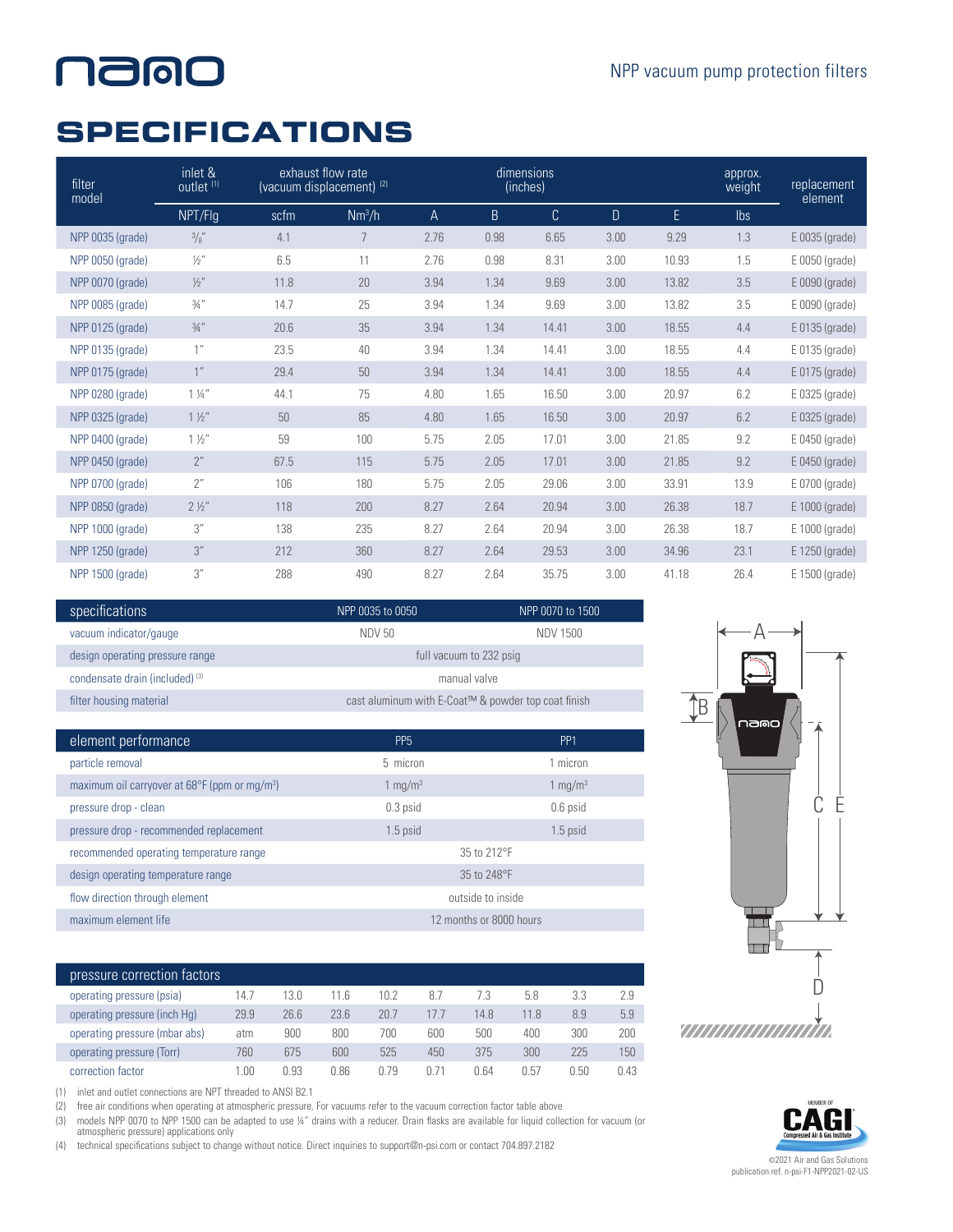# SPECIFICATIONS

NPP vacuum pump protection filters

| filter model | inlet & outlet [1] | exhaust flow rate (vacuum displacement) [2] | | dimensions (inches) | | | | | approx. weight | replacement element |
|---|---|---|---|---|---|---|---|---|---|---|
| | NPT/Flg | scfm | $Nm^3/h$ | A | B | C | D | E | lbs | |
| NPP 0035 (grade) | ⅜" | 4.1 | 7 | 2.76 | 0.98 | 6.65 | 3.00 | 9.29 | 1.3 | E 0035 (grade) |
| NPP 0050 (grade) | ½" | 6.5 | 11 | 2.76 | 0.98 | 8.31 | 3.00 | 10.93 | 1.5 | E 0050 (grade) |
| NPP 0070 (grade) | ½" | 11.8 | 20 | 3.94 | 1.34 | 9.69 | 3.00 | 13.82 | 3.5 | E 0090 (grade) |
| NPP 0085 (grade) | ¾" | 14.7 | 25 | 3.94 | 1.34 | 9.69 | 3.00 | 13.82 | 3.5 | E 0090 (grade) |
| NPP 0125 (grade) | ¾" | 20.6 | 35 | 3.94 | 1.34 | 14.41 | 3.00 | 18.55 | 4.4 | E 0135 (grade) |
| NPP 0135 (grade) | 1" | 23.5 | 40 | 3.94 | 1.34 | 14.41 | 3.00 | 18.55 | 4.4 | E 0135 (grade) |
| NPP 0175 (grade) | 1" | 29.4 | 50 | 3.94 | 1.34 | 14.41 | 3.00 | 18.55 | 4.4 | E 0175 (grade) |
| NPP 0280 (grade) | 1 ¼" | 44.1 | 75 | 4.80 | 1.65 | 16.50 | 3.00 | 20.97 | 6.2 | E 0325 (grade) |
| NPP 0325 (grade) | 1 ½" | 50 | 85 | 4.80 | 1.65 | 16.50 | 3.00 | 20.97 | 6.2 | E 0325 (grade) |
| NPP 0400 (grade) | 1 ½" | 59 | 100 | 5.75 | 2.05 | 17.01 | 3.00 | 21.85 | 9.2 | E 0450 (grade) |
| NPP 0450 (grade) | 2" | 67.5 | 115 | 5.75 | 2.05 | 17.01 | 3.00 | 21.85 | 9.2 | E 0450 (grade) |
| NPP 0700 (grade) | 2" | 106 | 180 | 5.75 | 2.05 | 29.06 | 3.00 | 33.91 | 13.9 | E 0700 (grade) |
| NPP 0850 (grade) | 2 ½" | 118 | 200 | 8.27 | 2.64 | 20.94 | 3.00 | 26.38 | 18.7 | E 1000 (grade) |
| NPP 1000 (grade) | 3" | 138 | 235 | 8.27 | 2.64 | 20.94 | 3.00 | 26.38 | 18.7 | E 1000 (grade) |
| NPP 1250 (grade) | 3" | 212 | 360 | 8.27 | 2.64 | 29.53 | 3.00 | 34.96 | 23.1 | E 1250 (grade) |
| NPP 1500 (grade) | 3" | 288 | 490 | 8.27 | 2.64 | 35.75 | 3.00 | 41.18 | 26.4 | E 1500 (grade) |

| specifications | NPP 0035 to 0050 | NPP 0070 to 1500 |
|---|---|---|
| vacuum indicator/gauge | NDV 50 | NDV 1500 |
| design operating pressure range | full vacuum to 232 psig | |
| condensate drain (included) [3] | manual valve | |
| filter housing material | cast aluminum with E-Coat™ & powder top coat finish | |

| element performance | PP5 | PP1 |
|---|---|---|
| particle removal | 5 micron | 1 micron |
| maximum oil carryover at 68°F (ppm or $mg/m^3$) | 1 $mg/m^3$ | 1 $mg/m^3$ |
| pressure drop - clean | 0.3 psid | 0.6 psid |
| pressure drop - recommended replacement | 1.5 psid | 1.5 psid |
| recommended operating temperature range | 35 to 212°F | |
| design operating temperature range | 35 to 248°F | |
| flow direction through element | outside to inside | |
| maximum element life | 12 months or 8000 hours | |

| pressure correction factors | | | | | | | | | |
|---|---|---|---|---|---|---|---|---|---|
| operating pressure (psia) | 14.7 | 13.0 | 11.6 | 10.2 | 8.7 | 7.3 | 5.8 | 3.3 | 2.9 |
| operating pressure (inch Hg) | 29.9 | 26.6 | 23.6 | 20.7 | 17.7 | 14.8 | 11.8 | 8.9 | 5.9 |
| operating pressure (mbar abs) | atm | 900 | 800 | 700 | 600 | 500 | 400 | 300 | 200 |
| operating pressure (Torr) | 760 | 675 | 600 | 525 | 450 | 375 | 300 | 225 | 150 |
| correction factor | 1.00 | 0.93 | 0.86 | 0.79 | 0.71 | 0.64 | 0.57 | 0.50 | 0.43 |

A
B
C
E
D

(1) inlet and outlet connections are NPT threaded to ANSI B2.1
(2) free air conditions when operating at atmospheric pressure. For vacuums refer to the vacuum correction factor table above
(3) models NPP 0070 to NPP 1500 can be adapted to use ¼" drains with a reducer. Drain flasks are available for liquid collection for vacuum (or atmospheric pressure) applications only
(4) technical specifications subject to change without notice. Direct inquiries to support@n-psi.com or contact 704.897.2182

MEMBER OF CAGI Compressed Air & Gas Institute

©2021 Air and Gas Solutions
publication ref. n-psi-F1-NPP2021-02-US